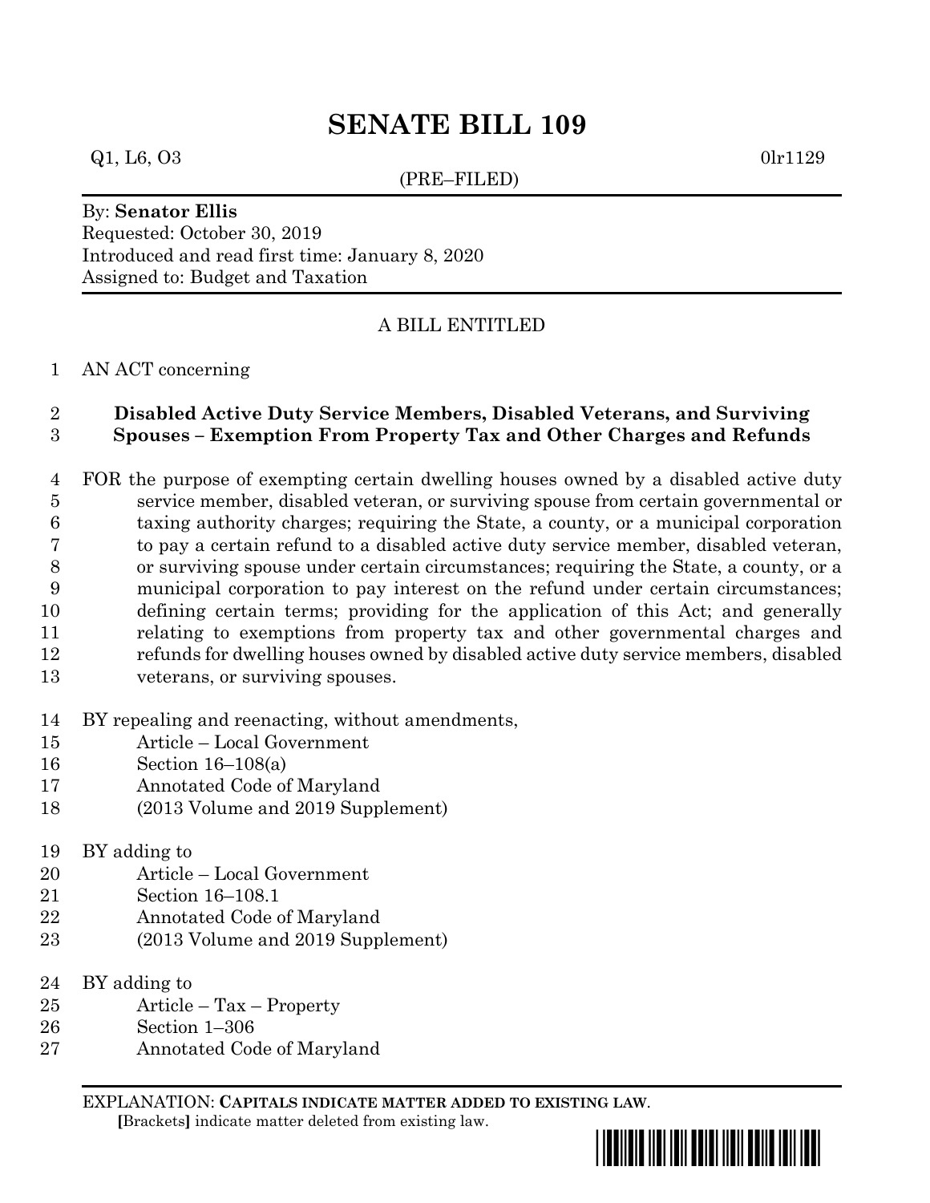# SENATE BILL 109

Q1, L6, O3 0lr1129

(PRE–FILED)

By: **Senator Ellis**
Requested: October 30, 2019
Introduced and read first time: January 8, 2020
Assigned to: Budget and Taxation

A BILL ENTITLED

1 AN ACT concerning

2 **Disabled Active Duty Service Members, Disabled Veterans, and Surviving**
3 **Spouses – Exemption From Property Tax and Other Charges and Refunds**

4 FOR the purpose of exempting certain dwelling houses owned by a disabled active duty
5 service member, disabled veteran, or surviving spouse from certain governmental or
6 taxing authority charges; requiring the State, a county, or a municipal corporation
7 to pay a certain refund to a disabled active duty service member, disabled veteran,
8 or surviving spouse under certain circumstances; requiring the State, a county, or a
9 municipal corporation to pay interest on the refund under certain circumstances;
10 defining certain terms; providing for the application of this Act; and generally
11 relating to exemptions from property tax and other governmental charges and
12 refunds for dwelling houses owned by disabled active duty service members, disabled
13 veterans, or surviving spouses.

14 BY repealing and reenacting, without amendments,
15 Article – Local Government
16 Section 16–108(a)
17 Annotated Code of Maryland
18 (2013 Volume and 2019 Supplement)

19 BY adding to
20 Article – Local Government
21 Section 16–108.1
22 Annotated Code of Maryland
23 (2013 Volume and 2019 Supplement)

24 BY adding to
25 Article – Tax – Property
26 Section 1–306
27 Annotated Code of Maryland

EXPLANATION: **CAPITALS INDICATE MATTER ADDED TO EXISTING LAW.**
**[**Brackets**]** indicate matter deleted from existing law.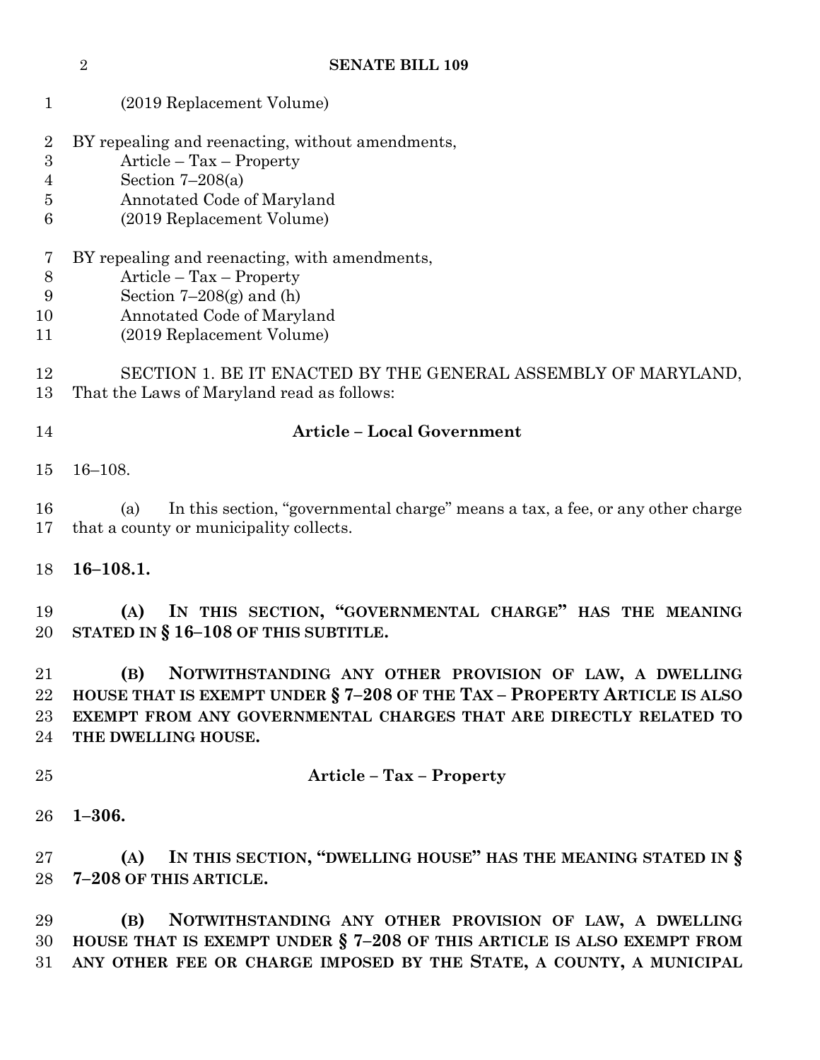(2019 Replacement Volume)

BY repealing and reenacting, without amendments,
Article – Tax – Property
Section 7–208(a)
Annotated Code of Maryland
(2019 Replacement Volume)

BY repealing and reenacting, with amendments,
Article – Tax – Property
Section 7–208(g) and (h)
Annotated Code of Maryland
(2019 Replacement Volume)

SECTION 1. BE IT ENACTED BY THE GENERAL ASSEMBLY OF MARYLAND, That the Laws of Maryland read as follows:

**Article – Local Government**

16–108.

(a) In this section, "governmental charge" means a tax, a fee, or any other charge that a county or municipality collects.

**16–108.1.**

**(A) IN THIS SECTION, "GOVERNMENTAL CHARGE" HAS THE MEANING STATED IN § 16–108 OF THIS SUBTITLE.**

**(B) NOTWITHSTANDING ANY OTHER PROVISION OF LAW, A DWELLING HOUSE THAT IS EXEMPT UNDER § 7–208 OF THE TAX – PROPERTY ARTICLE IS ALSO EXEMPT FROM ANY GOVERNMENTAL CHARGES THAT ARE DIRECTLY RELATED TO THE DWELLING HOUSE.**

**Article – Tax – Property**

**1–306.**

**(A) IN THIS SECTION, "DWELLING HOUSE" HAS THE MEANING STATED IN § 7–208 OF THIS ARTICLE.**

**(B) NOTWITHSTANDING ANY OTHER PROVISION OF LAW, A DWELLING HOUSE THAT IS EXEMPT UNDER § 7–208 OF THIS ARTICLE IS ALSO EXEMPT FROM ANY OTHER FEE OR CHARGE IMPOSED BY THE STATE, A COUNTY, A MUNICIPAL**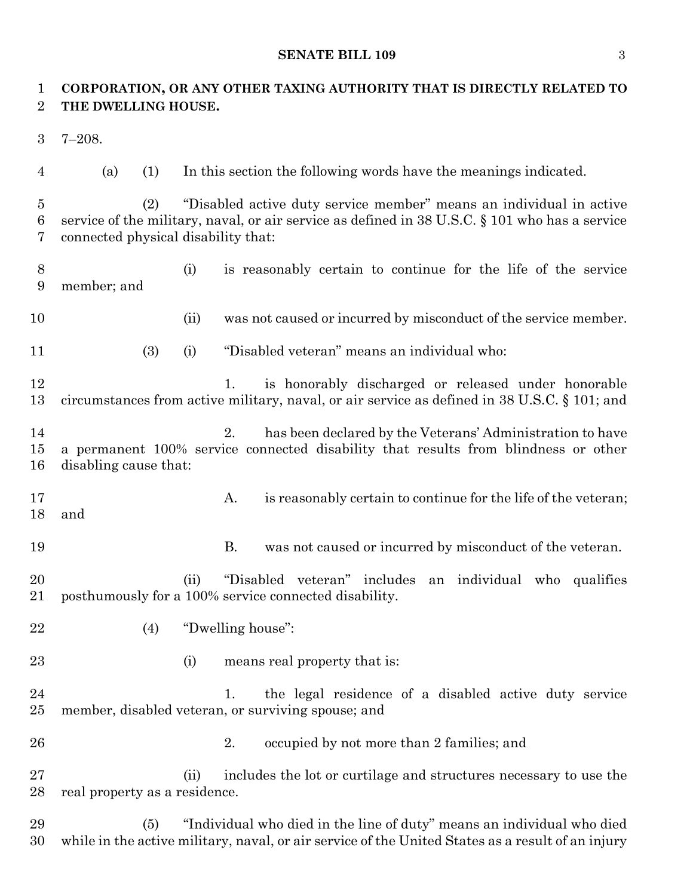**CORPORATION, OR ANY OTHER TAXING AUTHORITY THAT IS DIRECTLY RELATED TO THE DWELLING HOUSE.**

7–208.

(a) (1) In this section the following words have the meanings indicated.

(2) "Disabled active duty service member" means an individual in active service of the military, naval, or air service as defined in 38 U.S.C. § 101 who has a service connected physical disability that:

(i) is reasonably certain to continue for the life of the service member; and

(ii) was not caused or incurred by misconduct of the service member.

(3) (i) "Disabled veteran" means an individual who:

1. is honorably discharged or released under honorable circumstances from active military, naval, or air service as defined in 38 U.S.C. § 101; and

2. has been declared by the Veterans' Administration to have a permanent 100% service connected disability that results from blindness or other disabling cause that:

A. is reasonably certain to continue for the life of the veteran; and

B. was not caused or incurred by misconduct of the veteran.

(ii) "Disabled veteran" includes an individual who qualifies posthumously for a 100% service connected disability.

(4) "Dwelling house":

(i) means real property that is:

1. the legal residence of a disabled active duty service member, disabled veteran, or surviving spouse; and

2. occupied by not more than 2 families; and

(ii) includes the lot or curtilage and structures necessary to use the real property as a residence.

(5) "Individual who died in the line of duty" means an individual who died while in the active military, naval, or air service of the United States as a result of an injury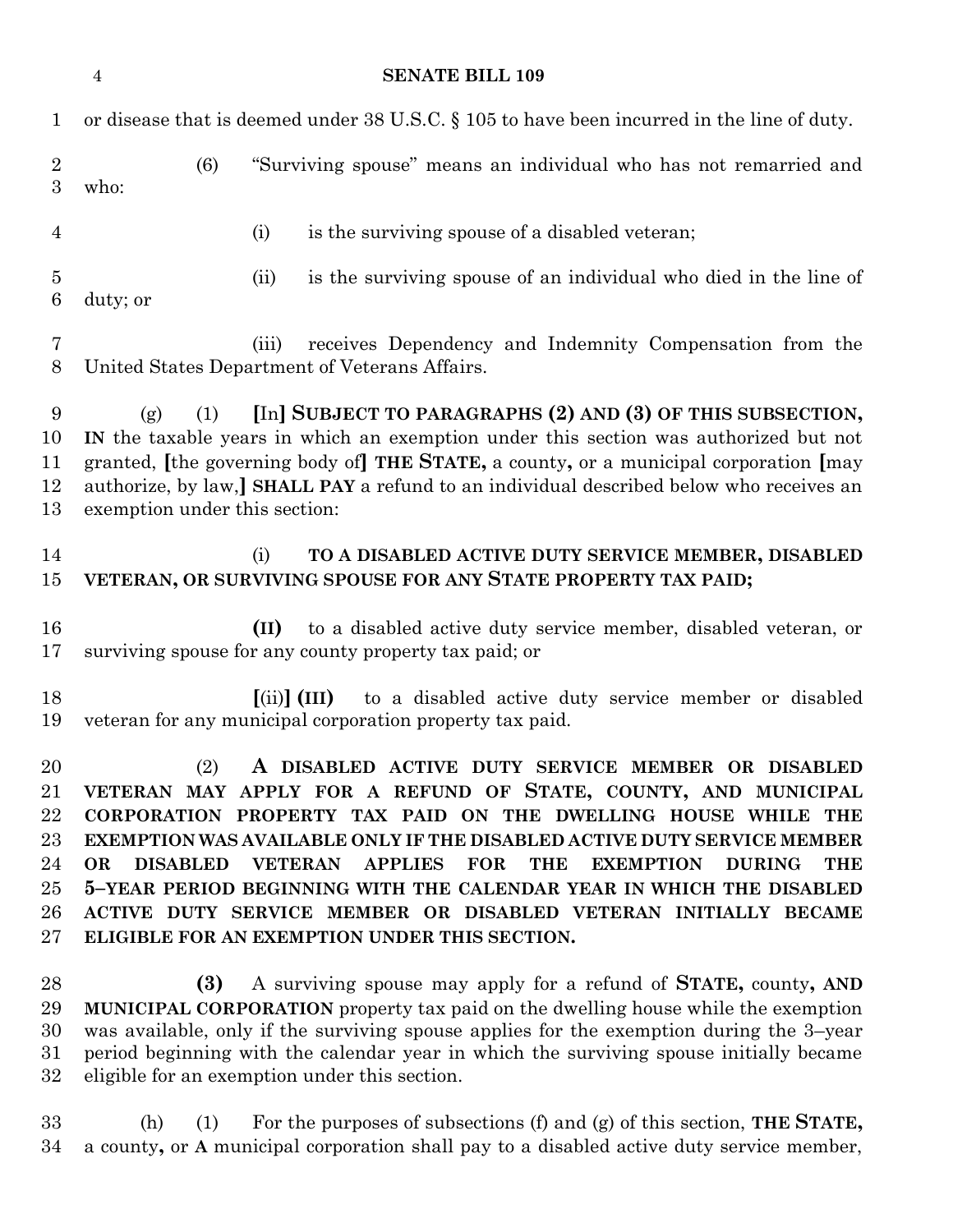or disease that is deemed under 38 U.S.C. § 105 to have been incurred in the line of duty.

(6) "Surviving spouse" means an individual who has not remarried and who:

(i) is the surviving spouse of a disabled veteran;

(ii) is the surviving spouse of an individual who died in the line of duty; or

(iii) receives Dependency and Indemnity Compensation from the United States Department of Veterans Affairs.

(g) (1) [In] **SUBJECT TO PARAGRAPHS (2) AND (3) OF THIS SUBSECTION, IN** the taxable years in which an exemption under this section was authorized but not granted, [the governing body of] **THE STATE,** a county**,** or a municipal corporation [may authorize, by law,] **SHALL PAY** a refund to an individual described below who receives an exemption under this section:

(i) **TO A DISABLED ACTIVE DUTY SERVICE MEMBER, DISABLED VETERAN, OR SURVIVING SPOUSE FOR ANY STATE PROPERTY TAX PAID;**

**(II)** to a disabled active duty service member, disabled veteran, or surviving spouse for any county property tax paid; or

[(ii)] **(III)** to a disabled active duty service member or disabled veteran for any municipal corporation property tax paid.

(2) **A DISABLED ACTIVE DUTY SERVICE MEMBER OR DISABLED VETERAN MAY APPLY FOR A REFUND OF STATE, COUNTY, AND MUNICIPAL CORPORATION PROPERTY TAX PAID ON THE DWELLING HOUSE WHILE THE EXEMPTION WAS AVAILABLE ONLY IF THE DISABLED ACTIVE DUTY SERVICE MEMBER OR DISABLED VETERAN APPLIES FOR THE EXEMPTION DURING THE 5–YEAR PERIOD BEGINNING WITH THE CALENDAR YEAR IN WHICH THE DISABLED ACTIVE DUTY SERVICE MEMBER OR DISABLED VETERAN INITIALLY BECAME ELIGIBLE FOR AN EXEMPTION UNDER THIS SECTION.**

**(3)** A surviving spouse may apply for a refund of **STATE,** county**, AND MUNICIPAL CORPORATION** property tax paid on the dwelling house while the exemption was available, only if the surviving spouse applies for the exemption during the 3–year period beginning with the calendar year in which the surviving spouse initially became eligible for an exemption under this section.

(h) (1) For the purposes of subsections (f) and (g) of this section, **THE STATE,** a county**,** or **A** municipal corporation shall pay to a disabled active duty service member,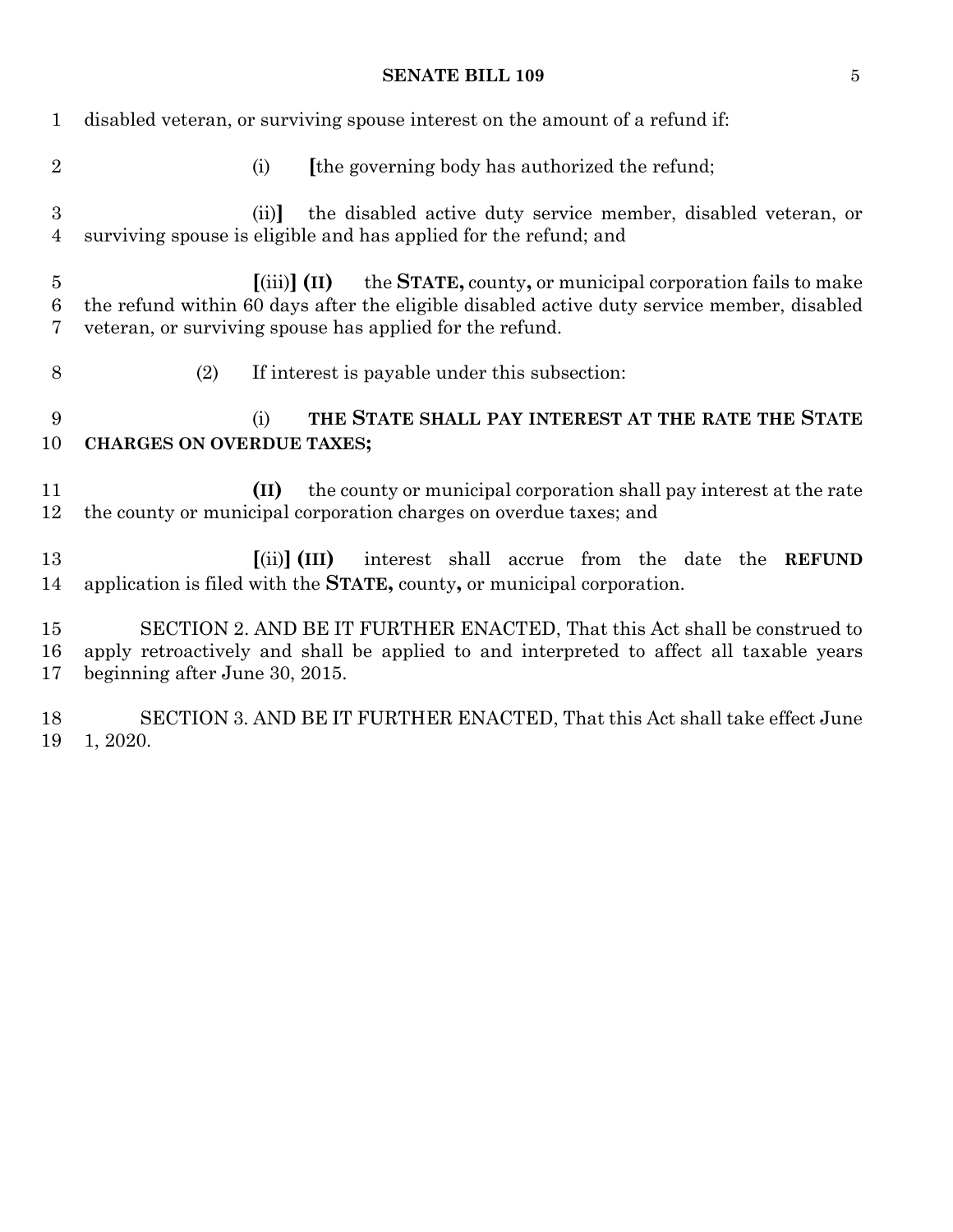disabled veteran, or surviving spouse interest on the amount of a refund if:

(i) [the governing body has authorized the refund;

(ii)] the disabled active duty service member, disabled veteran, or surviving spouse is eligible and has applied for the refund; and

[(iii)] **(II)** the **STATE,** county**,** or municipal corporation fails to make the refund within 60 days after the eligible disabled active duty service member, disabled veteran, or surviving spouse has applied for the refund.

(2) If interest is payable under this subsection:

(i) **THE STATE SHALL PAY INTEREST AT THE RATE THE STATE CHARGES ON OVERDUE TAXES;**

**(II)** the county or municipal corporation shall pay interest at the rate the county or municipal corporation charges on overdue taxes; and

[(ii)] **(III)** interest shall accrue from the date the **REFUND** application is filed with the **STATE,** county**,** or municipal corporation.

SECTION 2. AND BE IT FURTHER ENACTED, That this Act shall be construed to apply retroactively and shall be applied to and interpreted to affect all taxable years beginning after June 30, 2015.

SECTION 3. AND BE IT FURTHER ENACTED, That this Act shall take effect June 1, 2020.